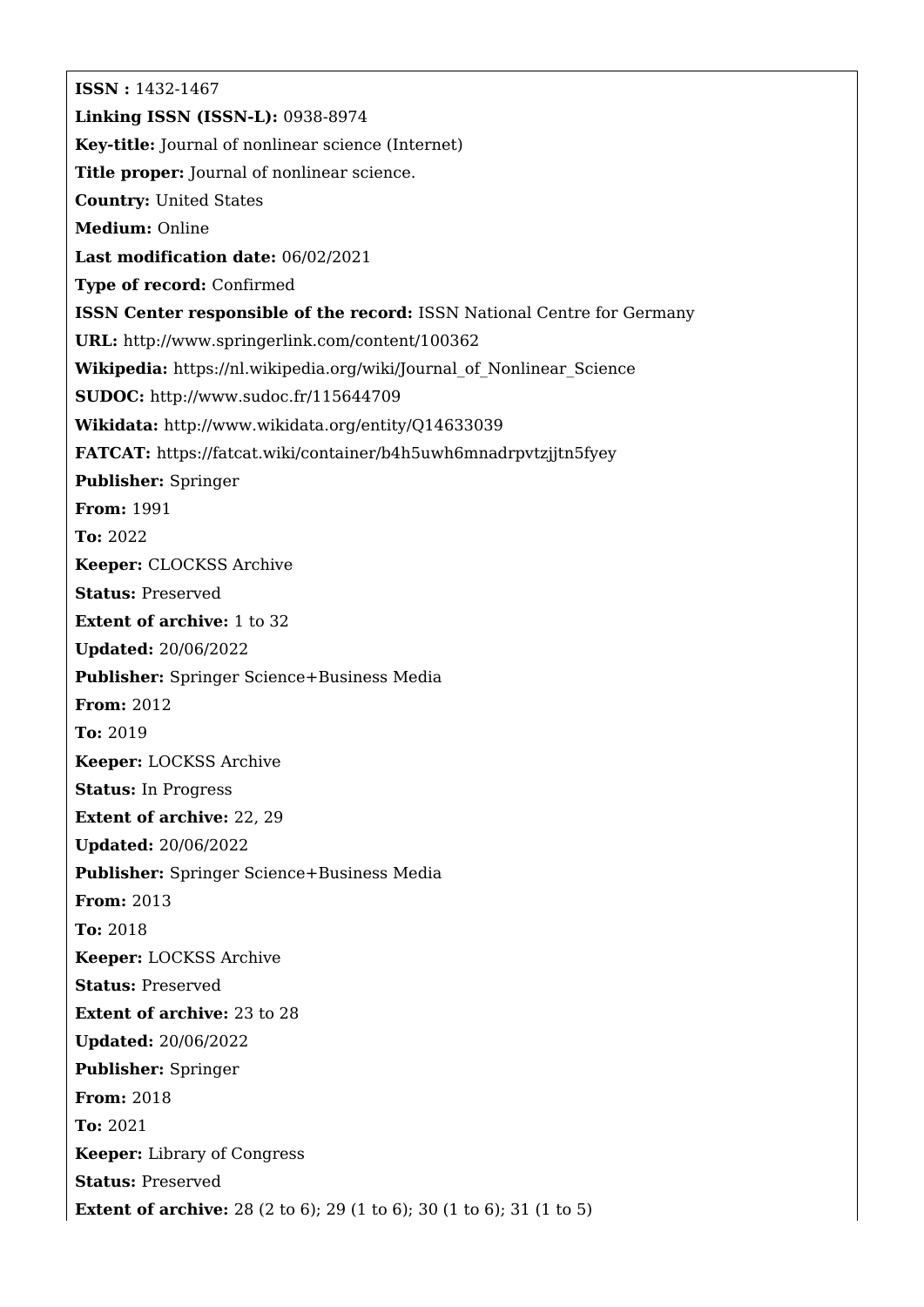**ISSN :** 1432-1467

**Linking ISSN (ISSN-L):** 0938-8974

**Key-title:** Journal of nonlinear science (Internet)

**Title proper:** Journal of nonlinear science.

**Country:** United States

**Medium:** Online

**Last modification date:** 06/02/2021

**Type of record:** Confirmed

**ISSN Center responsible of the record:** ISSN National Centre for Germany

**URL:** http://www.springerlink.com/content/100362

**Wikipedia:** https://nl.wikipedia.org/wiki/Journal_of_Nonlinear_Science

**SUDOC:** http://www.sudoc.fr/115644709

**Wikidata:** http://www.wikidata.org/entity/Q14633039

**FATCAT:** https://fatcat.wiki/container/b4h5uwh6mnadrpvtzjjtn5fyey

**Publisher:** Springer

**From:** 1991

**To:** 2022

**Keeper:** CLOCKSS Archive

**Status:** Preserved

**Extent of archive:** 1 to 32

**Updated:** 20/06/2022

**Publisher:** Springer Science+Business Media

**From:** 2012

**To:** 2019

**Keeper:** LOCKSS Archive

**Status:** In Progress

**Extent of archive:** 22, 29

**Updated:** 20/06/2022

**Publisher:** Springer Science+Business Media

**From:** 2013

**To:** 2018

**Keeper:** LOCKSS Archive

**Status:** Preserved

**Extent of archive:** 23 to 28

**Updated:** 20/06/2022

**Publisher:** Springer

**From:** 2018

**To:** 2021

**Keeper:** Library of Congress

**Status:** Preserved

**Extent of archive:** 28 (2 to 6); 29 (1 to 6); 30 (1 to 6); 31 (1 to 5)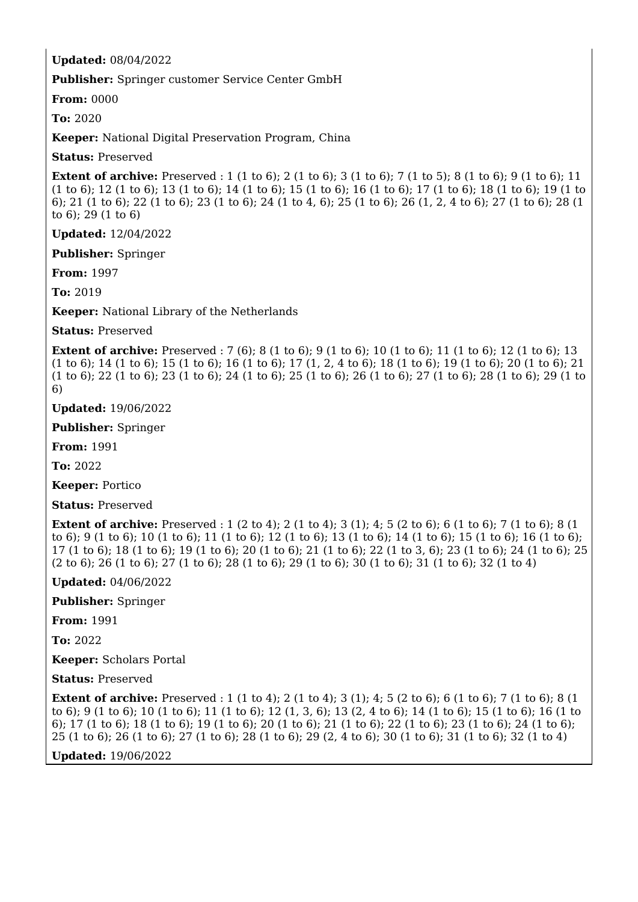**Updated:** 08/04/2022

**Publisher:** Springer customer Service Center GmbH

**From:** 0000

**To:** 2020

**Keeper:** National Digital Preservation Program, China

**Status:** Preserved

**Extent of archive:** Preserved : 1 (1 to 6); 2 (1 to 6); 3 (1 to 6); 7 (1 to 5); 8 (1 to 6); 9 (1 to 6); 11 (1 to 6); 12 (1 to 6); 13 (1 to 6); 14 (1 to 6); 15 (1 to 6); 16 (1 to 6); 17 (1 to 6); 18 (1 to 6); 19 (1 to 6); 21 (1 to 6); 22 (1 to 6); 23 (1 to 6); 24 (1 to 4, 6); 25 (1 to 6); 26 (1, 2, 4 to 6); 27 (1 to 6); 28 (1 to 6); 29 (1 to 6)

**Updated:** 12/04/2022

**Publisher:** Springer

**From:** 1997

**To:** 2019

**Keeper:** National Library of the Netherlands

**Status:** Preserved

**Extent of archive:** Preserved : 7 (6); 8 (1 to 6); 9 (1 to 6); 10 (1 to 6); 11 (1 to 6); 12 (1 to 6); 13 (1 to 6); 14 (1 to 6); 15 (1 to 6); 16 (1 to 6); 17 (1, 2, 4 to 6); 18 (1 to 6); 19 (1 to 6); 20 (1 to 6); 21 (1 to 6); 22 (1 to 6); 23 (1 to 6); 24 (1 to 6); 25 (1 to 6); 26 (1 to 6); 27 (1 to 6); 28 (1 to 6); 29 (1 to 6)

**Updated:** 19/06/2022

**Publisher:** Springer

**From:** 1991

**To:** 2022

**Keeper:** Portico

**Status:** Preserved

**Extent of archive:** Preserved : 1 (2 to 4); 2 (1 to 4); 3 (1); 4; 5 (2 to 6); 6 (1 to 6); 7 (1 to 6); 8 (1 to 6); 9 (1 to 6); 10 (1 to 6); 11 (1 to 6); 12 (1 to 6); 13 (1 to 6); 14 (1 to 6); 15 (1 to 6); 16 (1 to 6); 17 (1 to 6); 18 (1 to 6); 19 (1 to 6); 20 (1 to 6); 21 (1 to 6); 22 (1 to 3, 6); 23 (1 to 6); 24 (1 to 6); 25 (2 to 6); 26 (1 to 6); 27 (1 to 6); 28 (1 to 6); 29 (1 to 6); 30 (1 to 6); 31 (1 to 6); 32 (1 to 4)

**Updated:** 04/06/2022

**Publisher:** Springer

**From:** 1991

**To:** 2022

**Keeper:** Scholars Portal

**Status:** Preserved

**Extent of archive:** Preserved : 1 (1 to 4); 2 (1 to 4); 3 (1); 4; 5 (2 to 6); 6 (1 to 6); 7 (1 to 6); 8 (1 to 6); 9 (1 to 6); 10 (1 to 6); 11 (1 to 6); 12 (1, 3, 6); 13 (2, 4 to 6); 14 (1 to 6); 15 (1 to 6); 16 (1 to 6); 17 (1 to 6); 18 (1 to 6); 19 (1 to 6); 20 (1 to 6); 21 (1 to 6); 22 (1 to 6); 23 (1 to 6); 24 (1 to 6); 25 (1 to 6); 26 (1 to 6); 27 (1 to 6); 28 (1 to 6); 29 (2, 4 to 6); 30 (1 to 6); 31 (1 to 6); 32 (1 to 4)

**Updated:** 19/06/2022